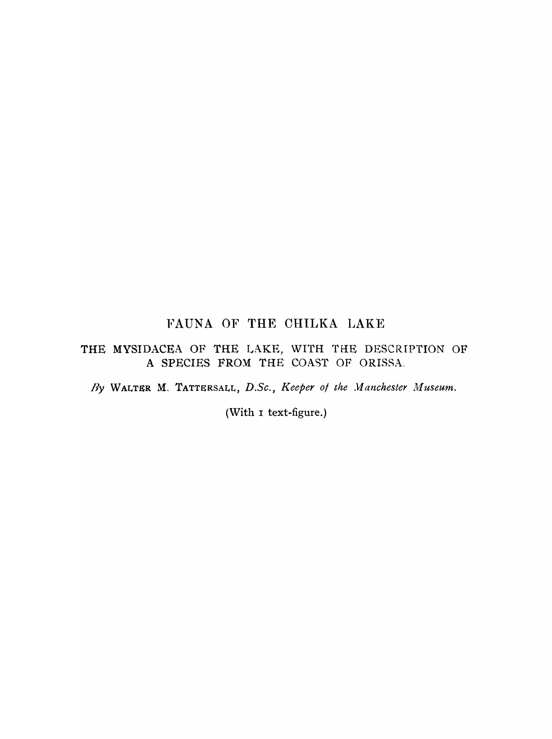# FAUNA OF THE CHILKA LAKE

## THE MYSIDACEA OF THE LAKE, WITH THE DESCRIPTION OF A SPECIES FROM THE COAST OF ORISSA.

*By* WALTER M. TATTERSALL, *D.Sc., Keeper of the Manchester Museum.*

(With 1 text-figure.)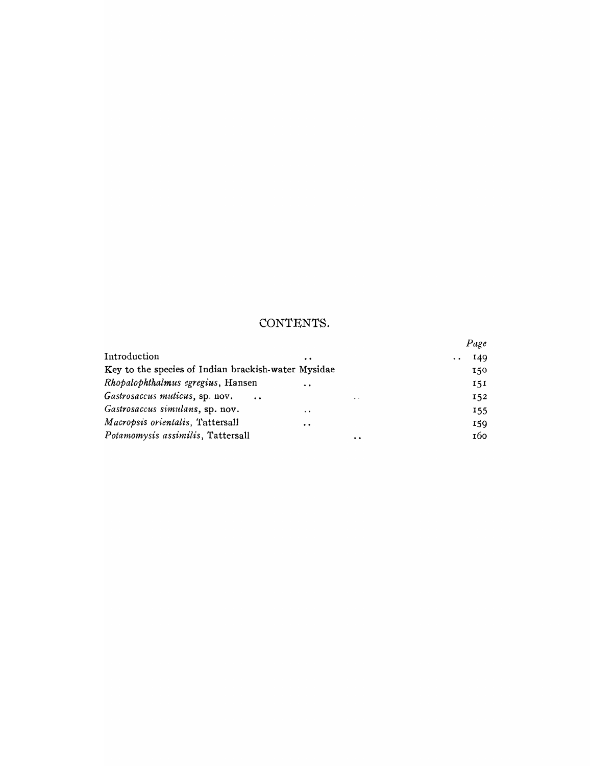# CONTENTS.

| | Page |
|---|---|
| Introduction | 149 |
| Key to the species of Indian brackish-water Mysidae | 150 |
| *Rhopalophthalmus egregius*, Hansen | 151 |
| *Gastrosaccus muticus*, sp. nov. | 152 |
| *Gastrosaccus simulans*, sp. nov. | 155 |
| *Macropsis orientalis*, Tattersall | 159 |
| *Potamomysis assimilis*, Tattersall | 160 |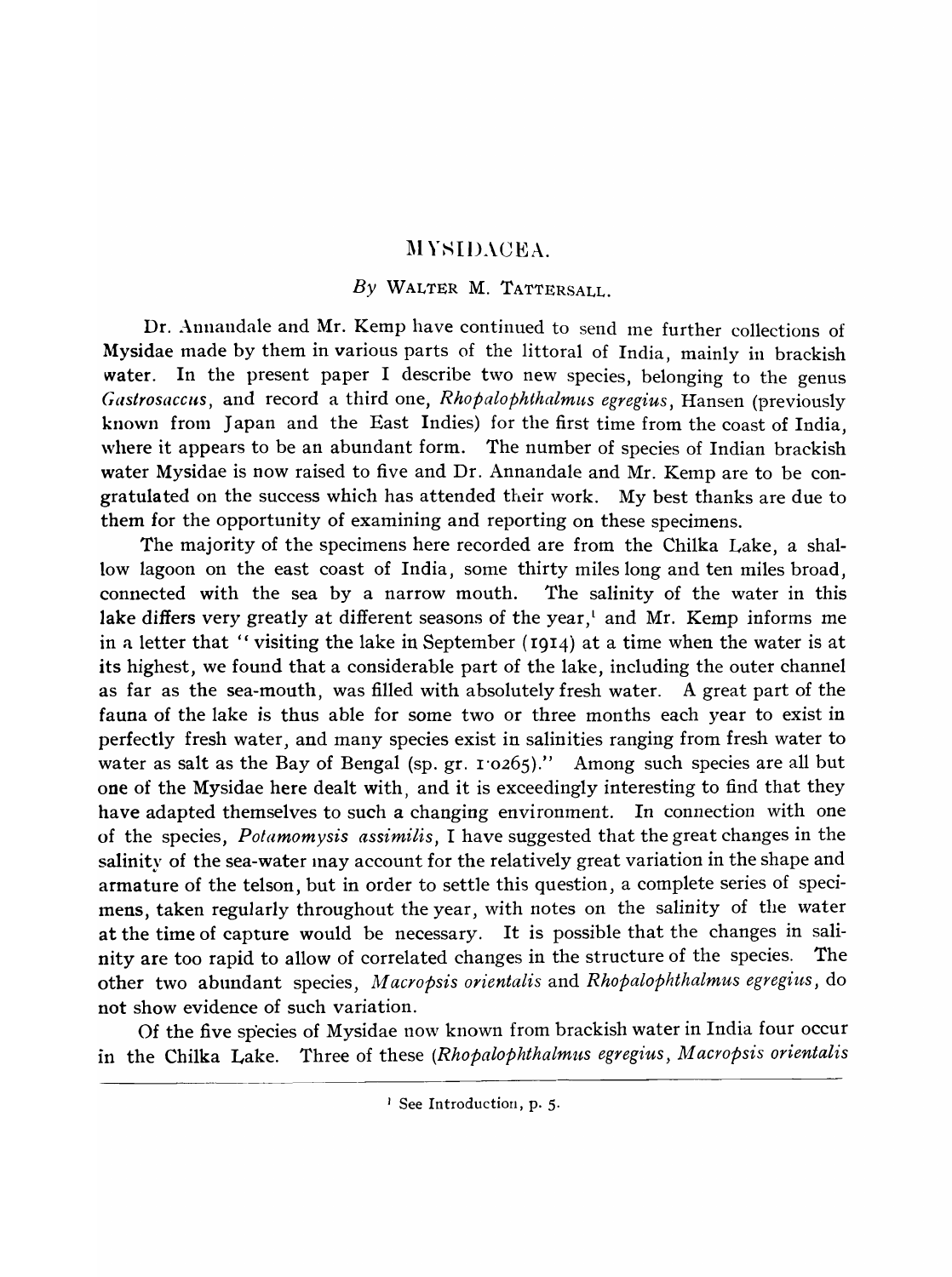# MYSIDACEA.

*By* WALTER M. TATTERSALL.

Dr. Annandale and Mr. Kemp have continued to send me further collections of Mysidae made by them in various parts of the littoral of India, mainly in brackish water. In the present paper I describe two new species, belonging to the genus *Gastrosaccus*, and record a third one, *Rhopalophthalmus egregius*, Hansen (previously known from Japan and the East Indies) for the first time from the coast of India, where it appears to be an abundant form. The number of species of Indian brackish water Mysidae is now raised to five and Dr. Annandale and Mr. Kemp are to be congratulated on the success which has attended their work. My best thanks are due to them for the opportunity of examining and reporting on these specimens.

The majority of the specimens here recorded are from the Chilka Lake, a shallow lagoon on the east coast of India, some thirty miles long and ten miles broad, connected with the sea by a narrow mouth. The salinity of the water in this lake differs very greatly at different seasons of the year,[1] and Mr. Kemp informs me in a letter that "visiting the lake in September (1914) at a time when the water is at its highest, we found that a considerable part of the lake, including the outer channel as far as the sea-mouth, was filled with absolutely fresh water. A great part of the fauna of the lake is thus able for some two or three months each year to exist in perfectly fresh water, and many species exist in salinities ranging from fresh water to water as salt as the Bay of Bengal (sp. gr. 1·0265)." Among such species are all but one of the Mysidae here dealt with, and it is exceedingly interesting to find that they have adapted themselves to such a changing environment. In connection with one of the species, *Potamomysis assimilis*, I have suggested that the great changes in the salinity of the sea-water may account for the relatively great variation in the shape and armature of the telson, but in order to settle this question, a complete series of specimens, taken regularly throughout the year, with notes on the salinity of the water at the time of capture would be necessary. It is possible that the changes in salinity are too rapid to allow of correlated changes in the structure of the species. The other two abundant species, *Macropsis orientalis* and *Rhopalophthalmus egregius*, do not show evidence of such variation.

Of the five species of Mysidae now known from brackish water in India four occur in the Chilka Lake. Three of these (*Rhopalophthalmus egregius*, *Macropsis orientalis*

[1] See Introduction, p. 5.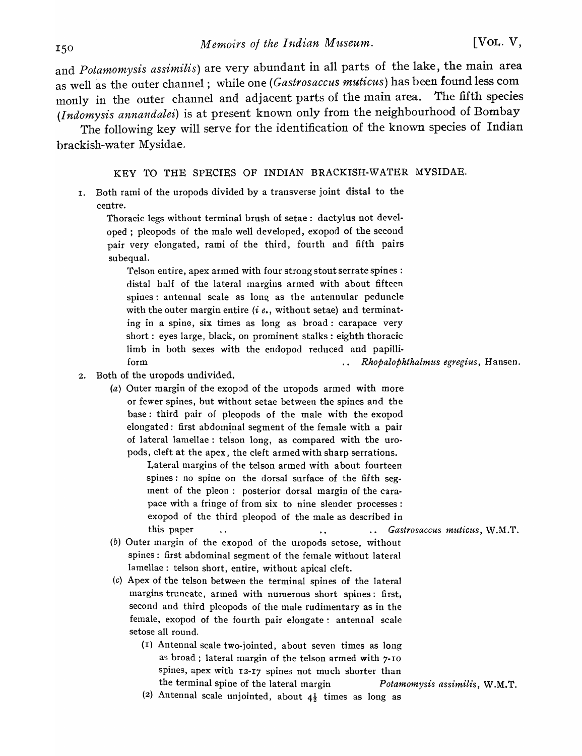and *Potamomysis assimilis*) are very abundant in all parts of the lake, the main area as well as the outer channel; while one (*Gastrosaccus muticus*) has been found less commonly in the outer channel and adjacent parts of the main area. The fifth species (*Indomysis annandalei*) is at present known only from the neighbourhood of Bombay

The following key will serve for the identification of the known species of Indian brackish-water Mysidae.

## KEY TO THE SPECIES OF INDIAN BRACKISH-WATER MYSIDAE.

1. Both rami of the uropods divided by a transverse joint distal to the centre.

   Thoracic legs without terminal brush of setae: dactylus not developed; pleopods of the male well developed, exopod of the second pair very elongated, rami of the third, fourth and fifth pairs subequal.

   Telson entire, apex armed with four strong stout serrate spines: distal half of the lateral margins armed with about fifteen spines: antennal scale as long as the antennular peduncle with the outer margin entire (*i e.*, without setae) and terminating in a spine, six times as long as broad: carapace very short: eyes large, black, on prominent stalks: eighth thoracic limb in both sexes with the endopod reduced and papilliform .. *Rhopalophthalmus egregius*, Hansen.

2. Both of the uropods undivided.

   (*a*) Outer margin of the exopod of the uropods armed with more or fewer spines, but without setae between the spines and the base: third pair of pleopods of the male with the exopod elongated: first abdominal segment of the female with a pair of lateral lamellae: telson long, as compared with the uropods, cleft at the apex, the cleft armed with sharp serrations.

   Lateral margins of the telson armed with about fourteen spines: no spine on the dorsal surface of the fifth segment of the pleon: posterior dorsal margin of the carapace with a fringe of from six to nine slender processes: exopod of the third pleopod of the male as described in this paper .. .. .. *Gastrosaccus muticus*, W.M.T.

   (*b*) Outer margin of the exopod of the uropods setose, without spines: first abdominal segment of the female without lateral lamellae: telson short, entire, without apical cleft.

   (*c*) Apex of the telson between the terminal spines of the lateral margins truncate, armed with numerous short spines: first, second and third pleopods of the male rudimentary as in the female, exopod of the fourth pair elongate: antennal scale setose all round.

   (1) Antennal scale two-jointed, about seven times as long as broad; lateral margin of the telson armed with 7-10 spines, apex with 12-17 spines not much shorter than the terminal spine of the lateral margin *Potamomysis assimilis*, W.M.T.

   (2) Antennal scale unjointed, about $4\frac{1}{2}$ times as long as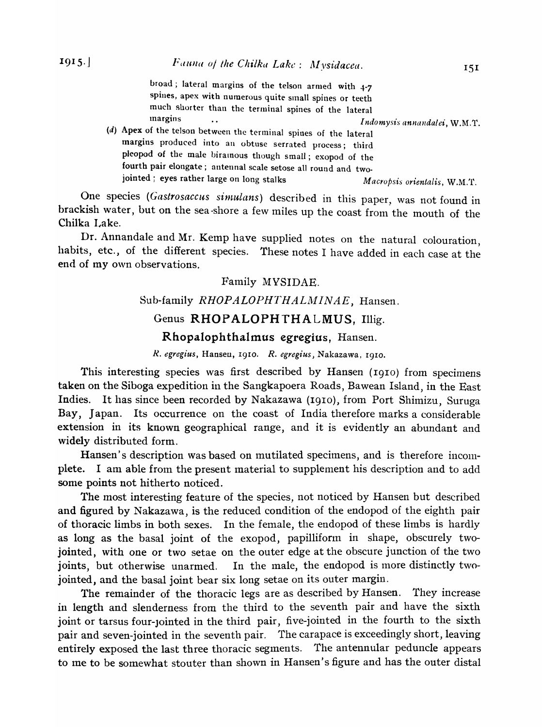broad; lateral margins of the telson armed with 4-7 spines, apex with numerous quite small spines or teeth much shorter than the terminal spines of the lateral margins .. *Indomysis annandalei*, W.M.T.

(*d*) Apex of the telson between the terminal spines of the lateral margins produced into an obtuse serrated process; third pleopod of the male biramous though small; exopod of the fourth pair elongate; antennal scale setose all round and two-jointed; eyes rather large on long stalks *Macropsis orientalis*, W.M.T.

One species (*Gastrosaccus simulans*) described in this paper, was not found in brackish water, but on the sea-shore a few miles up the coast from the mouth of the Chilka Lake.

Dr. Annandale and Mr. Kemp have supplied notes on the natural colouration, habits, etc., of the different species. These notes I have added in each case at the end of my own observations.

## Family MYSIDAE.

### Sub-family *RHOPALOPHTHALMINAE*, Hansen.

### Genus **RHOPALOPHTHALMUS**, Illig.

### **Rhopalophthalmus egregius**, Hansen.

*R. egregius*, Hansen, 1910. *R. egregius*, Nakazawa, 1910.

This interesting species was first described by Hansen (1910) from specimens taken on the Siboga expedition in the Sangkapoera Roads, Bawean Island, in the East Indies. It has since been recorded by Nakazawa (1910), from Port Shimizu, Suruga Bay, Japan. Its occurrence on the coast of India therefore marks a considerable extension in its known geographical range, and it is evidently an abundant and widely distributed form.

Hansen's description was based on mutilated specimens, and is therefore incomplete. I am able from the present material to supplement his description and to add some points not hitherto noticed.

The most interesting feature of the species, not noticed by Hansen but described and figured by Nakazawa, is the reduced condition of the endopod of the eighth pair of thoracic limbs in both sexes. In the female, the endopod of these limbs is hardly as long as the basal joint of the exopod, papilliform in shape, obscurely two-jointed, with one or two setae on the outer edge at the obscure junction of the two joints, but otherwise unarmed. In the male, the endopod is more distinctly two-jointed, and the basal joint bear six long setae on its outer margin.

The remainder of the thoracic legs are as described by Hansen. They increase in length and slenderness from the third to the seventh pair and have the sixth joint or tarsus four-jointed in the third pair, five-jointed in the fourth to the sixth pair and seven-jointed in the seventh pair. The carapace is exceedingly short, leaving entirely exposed the last three thoracic segments. The antennular peduncle appears to me to be somewhat stouter than shown in Hansen's figure and has the outer distal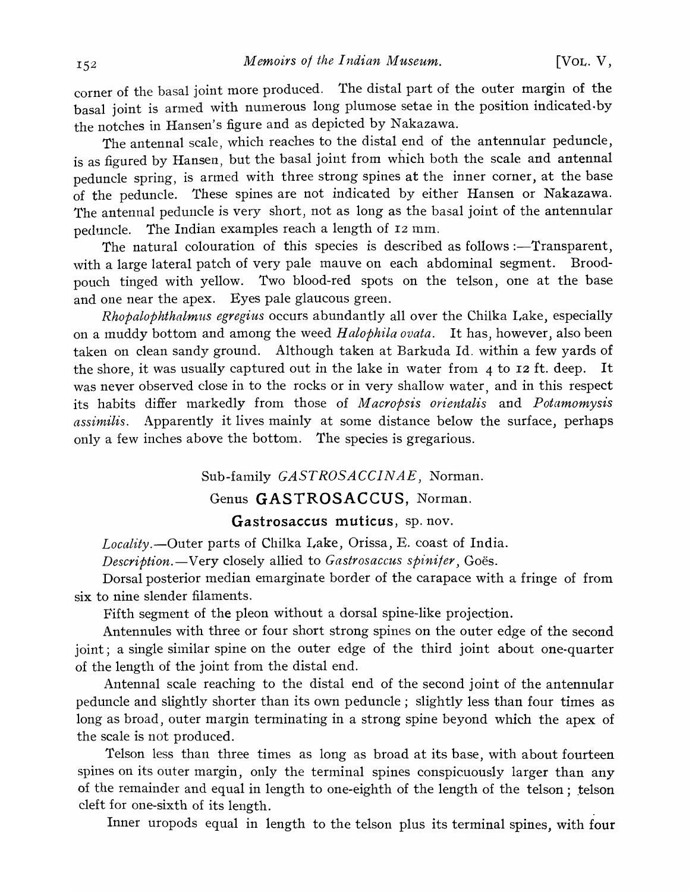corner of the basal joint more produced. The distal part of the outer margin of the basal joint is armed with numerous long plumose setae in the position indicated by the notches in Hansen's figure and as depicted by Nakazawa.

The antennal scale, which reaches to the distal end of the antennular peduncle, is as figured by Hansen, but the basal joint from which both the scale and antennal peduncle spring, is armed with three strong spines at the inner corner, at the base of the peduncle. These spines are not indicated by either Hansen or Nakazawa. The antennal peduncle is very short, not as long as the basal joint of the antennular peduncle. The Indian examples reach a length of 12 mm.

The natural colouration of this species is described as follows :—Transparent, with a large lateral patch of very pale mauve on each abdominal segment. Brood-pouch tinged with yellow. Two blood-red spots on the telson, one at the base and one near the apex. Eyes pale glaucous green.

*Rhopalophthalmus egregius* occurs abundantly all over the Chilka Lake, especially on a muddy bottom and among the weed *Halophila ovata*. It has, however, also been taken on clean sandy ground. Although taken at Barkuda Id. within a few yards of the shore, it was usually captured out in the lake in water from 4 to 12 ft. deep. It was never observed close in to the rocks or in very shallow water, and in this respect its habits differ markedly from those of *Macropsis orientalis* and *Potamomysis assimilis*. Apparently it lives mainly at some distance below the surface, perhaps only a few inches above the bottom. The species is gregarious.

## Sub-family *GASTROSACCINAE*, Norman.

## Genus **GASTROSACCUS**, Norman.

### **Gastrosaccus muticus**, sp. nov.

*Locality.*—Outer parts of Chilka Lake, Orissa, E. coast of India.

*Description.*—Very closely allied to *Gastrosaccus spinifer*, Goës.

Dorsal posterior median emarginate border of the carapace with a fringe of from six to nine slender filaments.

Fifth segment of the pleon without a dorsal spine-like projection.

Antennules with three or four short strong spines on the outer edge of the second joint; a single similar spine on the outer edge of the third joint about one-quarter of the length of the joint from the distal end.

Antennal scale reaching to the distal end of the second joint of the antennular peduncle and slightly shorter than its own peduncle; slightly less than four times as long as broad, outer margin terminating in a strong spine beyond which the apex of the scale is not produced.

Telson less than three times as long as broad at its base, with about fourteen spines on its outer margin, only the terminal spines conspicuously larger than any of the remainder and equal in length to one-eighth of the length of the telson; telson cleft for one-sixth of its length.

Inner uropods equal in length to the telson plus its terminal spines, with four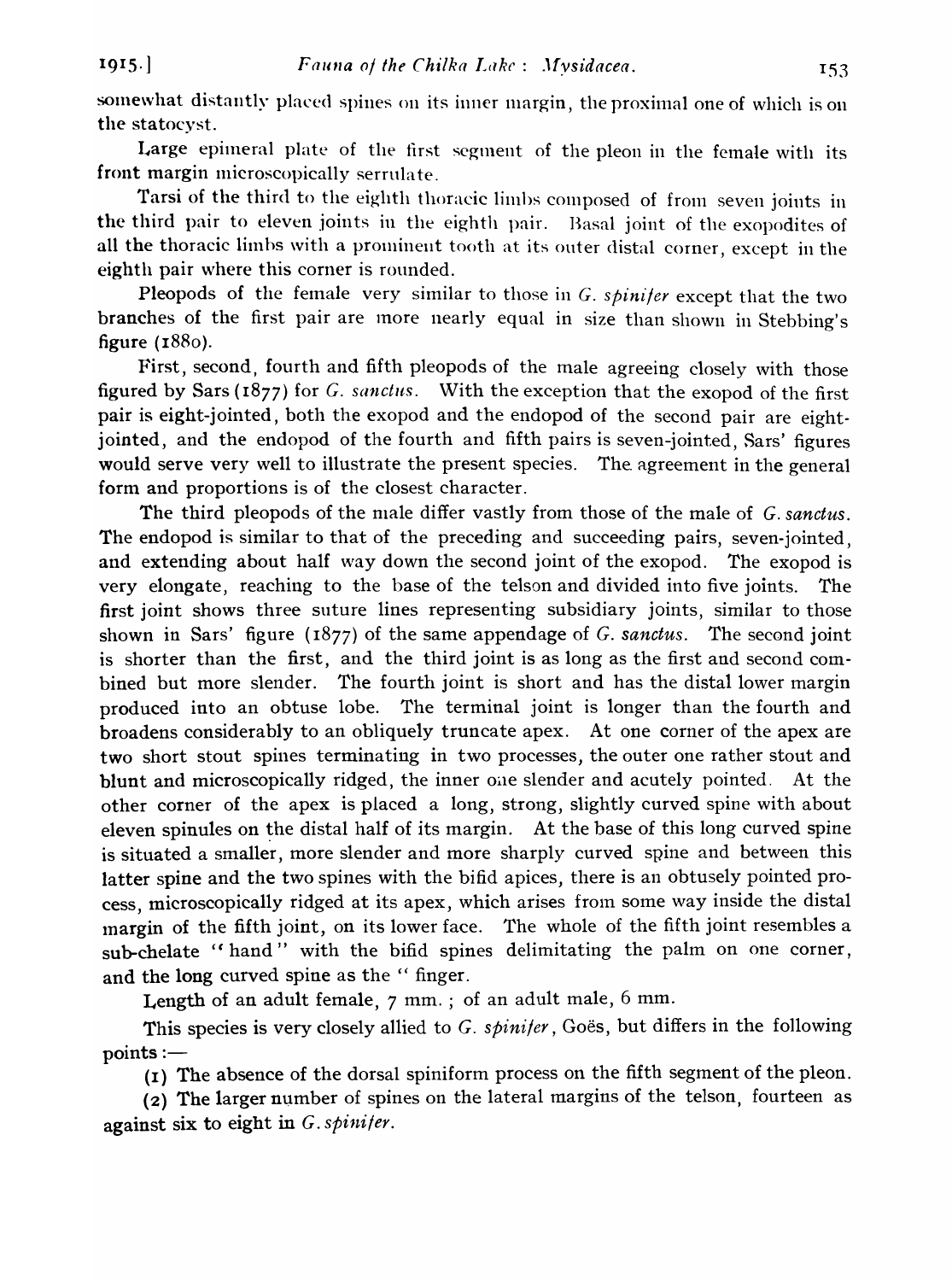somewhat distantly placed spines on its inner margin, the proximal one of which is on the statocyst.

Large epimeral plate of the first segment of the pleon in the female with its front margin microscopically serrulate.

Tarsi of the third to the eighth thoracic limbs composed of from seven joints in the third pair to eleven joints in the eighth pair. Basal joint of the exopodites of all the thoracic limbs with a prominent tooth at its outer distal corner, except in the eighth pair where this corner is rounded.

Pleopods of the female very similar to those in *G. spinifer* except that the two branches of the first pair are more nearly equal in size than shown in Stebbing's figure (1880).

First, second, fourth and fifth pleopods of the male agreeing closely with those figured by Sars (1877) for *G. sanctus*. With the exception that the exopod of the first pair is eight-jointed, both the exopod and the endopod of the second pair are eight-jointed, and the endopod of the fourth and fifth pairs is seven-jointed, Sars' figures would serve very well to illustrate the present species. The agreement in the general form and proportions is of the closest character.

The third pleopods of the male differ vastly from those of the male of *G. sanctus*. The endopod is similar to that of the preceding and succeeding pairs, seven-jointed, and extending about half way down the second joint of the exopod. The exopod is very elongate, reaching to the base of the telson and divided into five joints. The first joint shows three suture lines representing subsidiary joints, similar to those shown in Sars' figure (1877) of the same appendage of *G. sanctus*. The second joint is shorter than the first, and the third joint is as long as the first and second combined but more slender. The fourth joint is short and has the distal lower margin produced into an obtuse lobe. The terminal joint is longer than the fourth and broadens considerably to an obliquely truncate apex. At one corner of the apex are two short stout spines terminating in two processes, the outer one rather stout and blunt and microscopically ridged, the inner one slender and acutely pointed. At the other corner of the apex is placed a long, strong, slightly curved spine with about eleven spinules on the distal half of its margin. At the base of this long curved spine is situated a smaller, more slender and more sharply curved spine and between this latter spine and the two spines with the bifid apices, there is an obtusely pointed process, microscopically ridged at its apex, which arises from some way inside the distal margin of the fifth joint, on its lower face. The whole of the fifth joint resembles a sub-chelate "hand" with the bifid spines delimitating the palm on one corner, and the long curved spine as the "finger.

Length of an adult female, 7 mm.; of an adult male, 6 mm.

This species is very closely allied to *G. spinifer*, Goës, but differs in the following points:—

(1) The absence of the dorsal spiniform process on the fifth segment of the pleon.

(2) The larger number of spines on the lateral margins of the telson, fourteen as against six to eight in *G. spinifer*.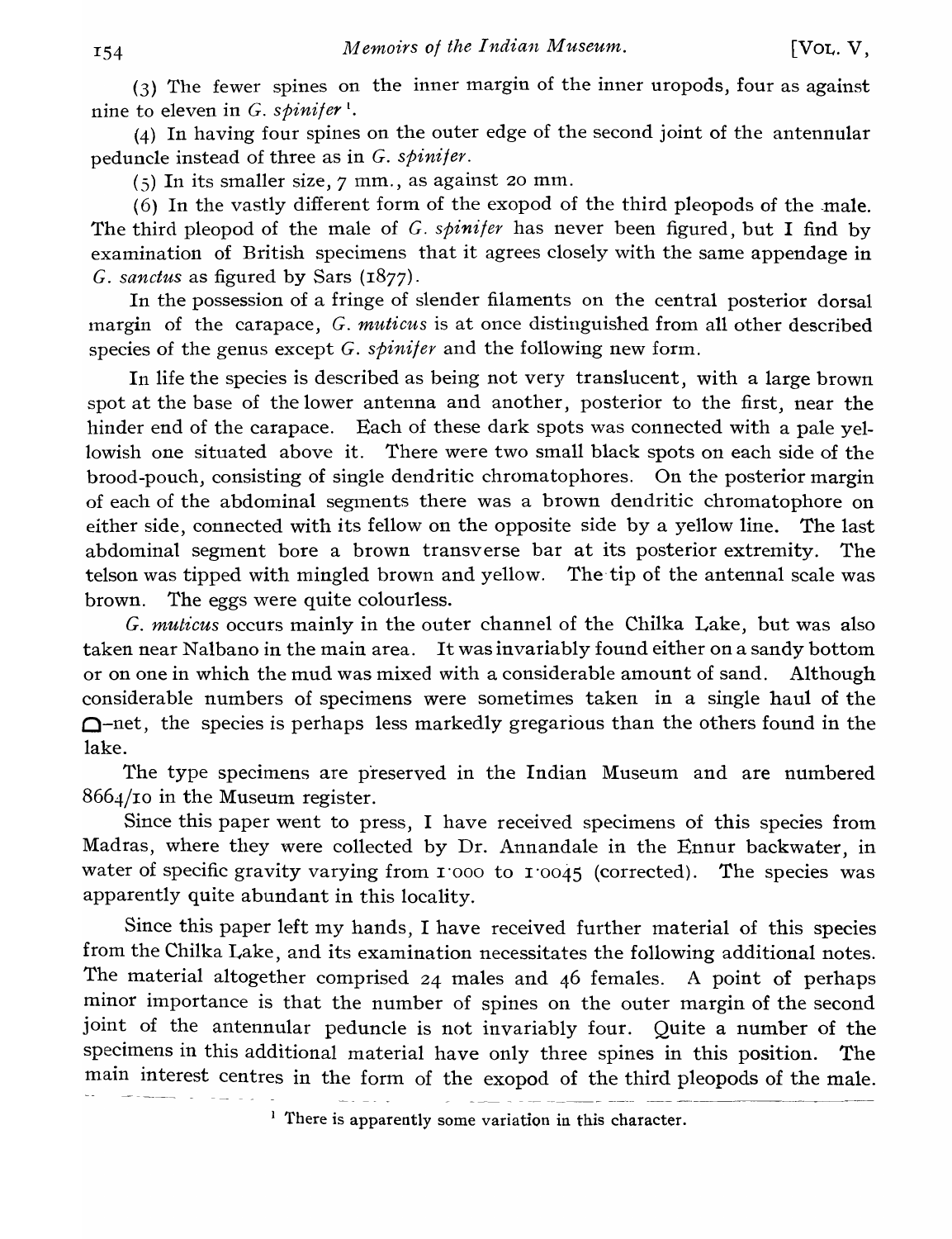(3) The fewer spines on the inner margin of the inner uropods, four as against nine to eleven in *G. spinifer*[1].

(4) In having four spines on the outer edge of the second joint of the antennular peduncle instead of three as in *G. spinifer*.

(5) In its smaller size, 7 mm., as against 20 mm.

(6) In the vastly different form of the exopod of the third pleopods of the male. The third pleopod of the male of *G. spinifer* has never been figured, but I find by examination of British specimens that it agrees closely with the same appendage in *G. sanctus* as figured by Sars (1877).

In the possession of a fringe of slender filaments on the central posterior dorsal margin of the carapace, *G. muticus* is at once distinguished from all other described species of the genus except *G. spinifer* and the following new form.

In life the species is described as being not very translucent, with a large brown spot at the base of the lower antenna and another, posterior to the first, near the hinder end of the carapace. Each of these dark spots was connected with a pale yellowish one situated above it. There were two small black spots on each side of the brood-pouch, consisting of single dendritic chromatophores. On the posterior margin of each of the abdominal segments there was a brown dendritic chromatophore on either side, connected with its fellow on the opposite side by a yellow line. The last abdominal segment bore a brown transverse bar at its posterior extremity. The telson was tipped with mingled brown and yellow. The tip of the antennal scale was brown. The eggs were quite colourless.

*G. muticus* occurs mainly in the outer channel of the Chilka Lake, but was also taken near Nalbano in the main area. It was invariably found either on a sandy bottom or on one in which the mud was mixed with a considerable amount of sand. Although considerable numbers of specimens were sometimes taken in a single haul of the Ω-net, the species is perhaps less markedly gregarious than the others found in the lake.

The type specimens are preserved in the Indian Museum and are numbered 8664/10 in the Museum register.

Since this paper went to press, I have received specimens of this species from Madras, where they were collected by Dr. Annandale in the Ennur backwater, in water of specific gravity varying from 1·000 to 1·0045 (corrected). The species was apparently quite abundant in this locality.

Since this paper left my hands, I have received further material of this species from the Chilka Lake, and its examination necessitates the following additional notes. The material altogether comprised 24 males and 46 females. A point of perhaps minor importance is that the number of spines on the outer margin of the second joint of the antennular peduncle is not invariably four. Quite a number of the specimens in this additional material have only three spines in this position. The main interest centres in the form of the exopod of the third pleopods of the male.

[1] There is apparently some variation in this character.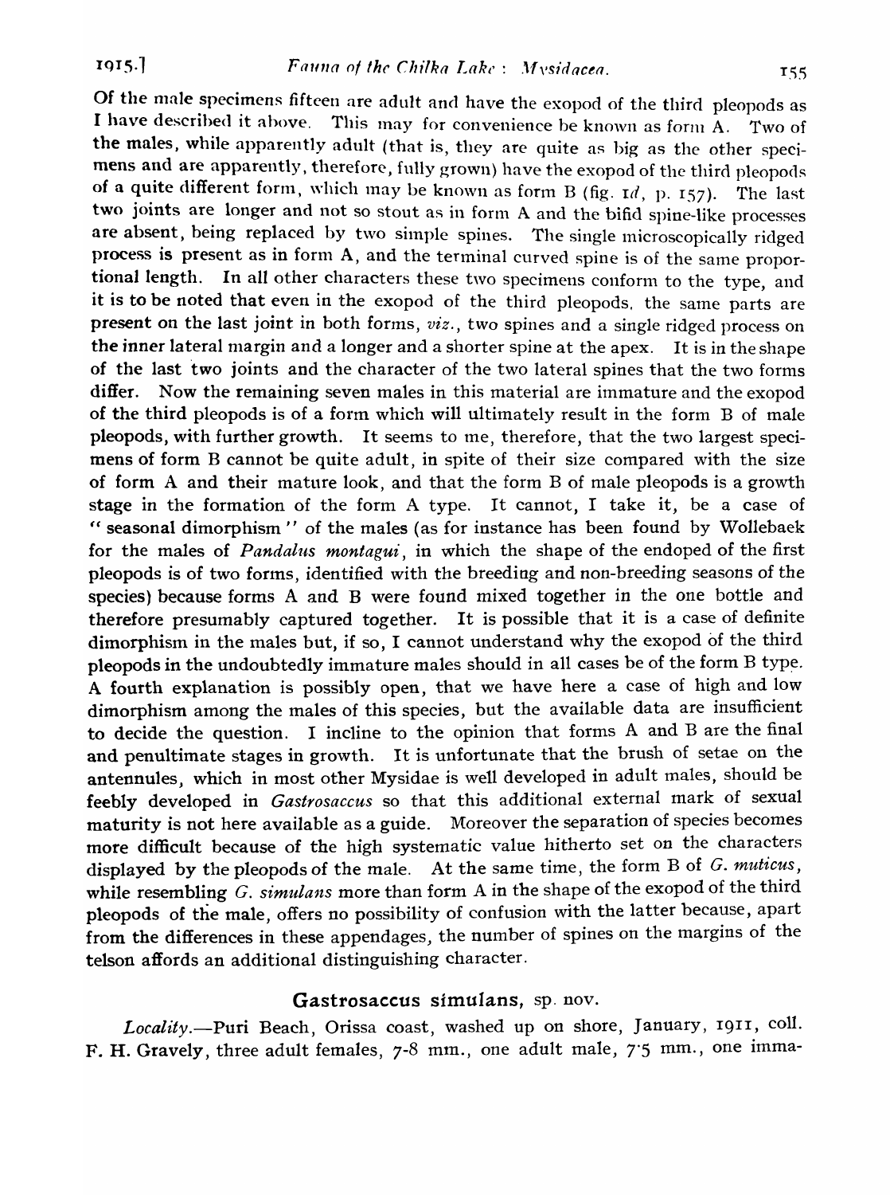Of the male specimens fifteen are adult and have the exopod of the third pleopods as I have described it above. This may for convenience be known as form A. Two of the males, while apparently adult (that is, they are quite as big as the other specimens and are apparently, therefore, fully grown) have the exopod of the third pleopods of a quite different form, which may be known as form B (fig. 1*d*, p. 157). The last two joints are longer and not so stout as in form A and the bifid spine-like processes are absent, being replaced by two simple spines. The single microscopically ridged process is present as in form A, and the terminal curved spine is of the same proportional length. In all other characters these two specimens conform to the type, and it is to be noted that even in the exopod of the third pleopods, the same parts are present on the last joint in both forms, *viz.*, two spines and a single ridged process on the inner lateral margin and a longer and a shorter spine at the apex. It is in the shape of the last two joints and the character of the two lateral spines that the two forms differ. Now the remaining seven males in this material are immature and the exopod of the third pleopods is of a form which will ultimately result in the form B of male pleopods, with further growth. It seems to me, therefore, that the two largest specimens of form B cannot be quite adult, in spite of their size compared with the size of form A and their mature look, and that the form B of male pleopods is a growth stage in the formation of the form A type. It cannot, I take it, be a case of "seasonal dimorphism" of the males (as for instance has been found by Wollebaek for the males of *Pandalus montagui*, in which the shape of the endoped of the first pleopods is of two forms, identified with the breeding and non-breeding seasons of the species) because forms A and B were found mixed together in the one bottle and therefore presumably captured together. It is possible that it is a case of definite dimorphism in the males but, if so, I cannot understand why the exopod of the third pleopods in the undoubtedly immature males should in all cases be of the form B type. A fourth explanation is possibly open, that we have here a case of high and low dimorphism among the males of this species, but the available data are insufficient to decide the question. I incline to the opinion that forms A and B are the final and penultimate stages in growth. It is unfortunate that the brush of setae on the antennules, which in most other Mysidae is well developed in adult males, should be feebly developed in *Gastrosaccus* so that this additional external mark of sexual maturity is not here available as a guide. Moreover the separation of species becomes more difficult because of the high systematic value hitherto set on the characters displayed by the pleopods of the male. At the same time, the form B of *G. muticus*, while resembling *G. simulans* more than form A in the shape of the exopod of the third pleopods of the male, offers no possibility of confusion with the latter because, apart from the differences in these appendages, the number of spines on the margins of the telson affords an additional distinguishing character.

## Gastrosaccus simulans, sp. nov.

*Locality*.—Puri Beach, Orissa coast, washed up on shore, January, 1911, coll. F. H. Gravely, three adult females, 7-8 mm., one adult male, 7·5 mm., one imma-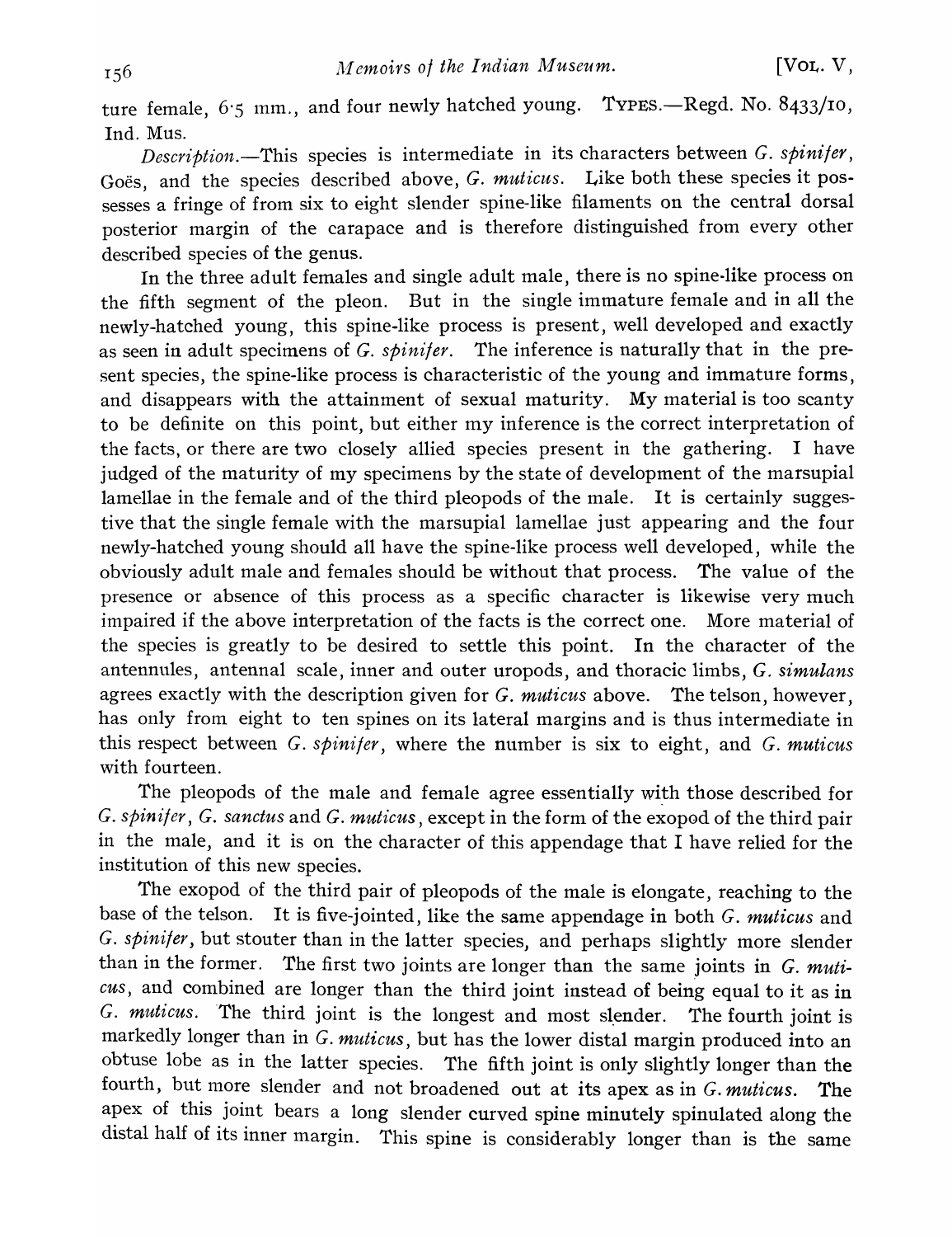ture female, 6·5 mm., and four newly hatched young. TYPES.—Regd. No. 8433/10, Ind. Mus.

*Description.*—This species is intermediate in its characters between *G. spinifer*, Goës, and the species described above, *G. muticus*. Like both these species it possesses a fringe of from six to eight slender spine-like filaments on the central dorsal posterior margin of the carapace and is therefore distinguished from every other described species of the genus.

In the three adult females and single adult male, there is no spine-like process on the fifth segment of the pleon. But in the single immature female and in all the newly-hatched young, this spine-like process is present, well developed and exactly as seen in adult specimens of *G. spinifer*. The inference is naturally that in the present species, the spine-like process is characteristic of the young and immature forms, and disappears with the attainment of sexual maturity. My material is too scanty to be definite on this point, but either my inference is the correct interpretation of the facts, or there are two closely allied species present in the gathering. I have judged of the maturity of my specimens by the state of development of the marsupial lamellae in the female and of the third pleopods of the male. It is certainly suggestive that the single female with the marsupial lamellae just appearing and the four newly-hatched young should all have the spine-like process well developed, while the obviously adult male and females should be without that process. The value of the presence or absence of this process as a specific character is likewise very much impaired if the above interpretation of the facts is the correct one. More material of the species is greatly to be desired to settle this point. In the character of the antennules, antennal scale, inner and outer uropods, and thoracic limbs, *G. simulans* agrees exactly with the description given for *G. muticus* above. The telson, however, has only from eight to ten spines on its lateral margins and is thus intermediate in this respect between *G. spinifer*, where the number is six to eight, and *G. muticus* with fourteen.

The pleopods of the male and female agree essentially with those described for *G. spinifer*, *G. sanctus* and *G. muticus*, except in the form of the exopod of the third pair in the male, and it is on the character of this appendage that I have relied for the institution of this new species.

The exopod of the third pair of pleopods of the male is elongate, reaching to the base of the telson. It is five-jointed, like the same appendage in both *G. muticus* and *G. spinifer*, but stouter than in the latter species, and perhaps slightly more slender than in the former. The first two joints are longer than the same joints in *G. muticus*, and combined are longer than the third joint instead of being equal to it as in *G. muticus*. The third joint is the longest and most slender. The fourth joint is markedly longer than in *G. muticus*, but has the lower distal margin produced into an obtuse lobe as in the latter species. The fifth joint is only slightly longer than the fourth, but more slender and not broadened out at its apex as in *G. muticus*. The apex of this joint bears a long slender curved spine minutely spinulated along the distal half of its inner margin. This spine is considerably longer than is the same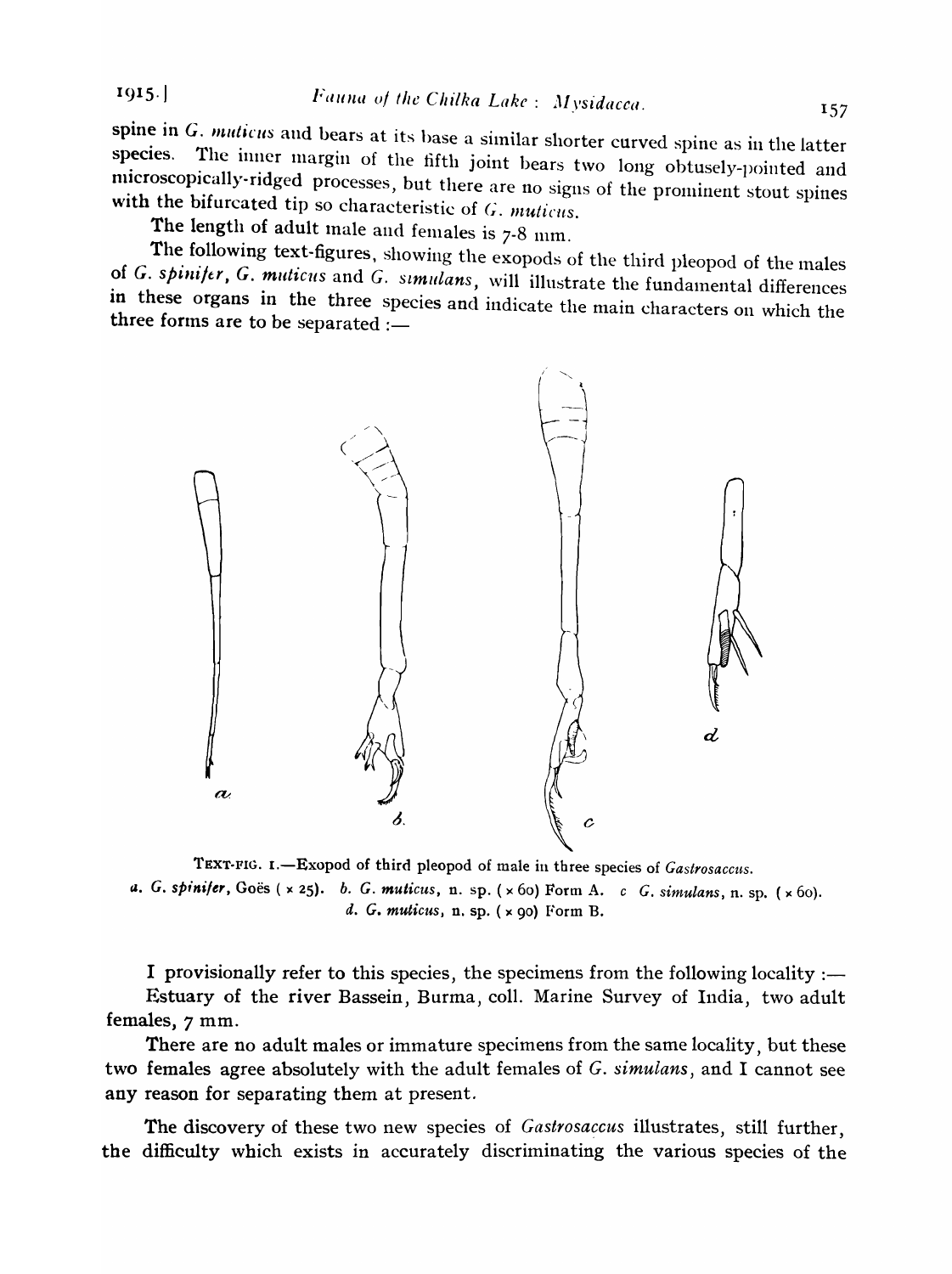spine in *G. muticus* and bears at its base a similar shorter curved spine as in the latter species. The inner margin of the fifth joint bears two long obtusely-pointed and microscopically-ridged processes, but there are no signs of the prominent stout spines with the bifurcated tip so characteristic of *G. muticus*.

The length of adult male and females is 7-8 mm.

The following text-figures, showing the exopods of the third pleopod of the males of *G. spinifer*, *G. muticus* and *G. simulans*, will illustrate the fundamental differences in these organs in the three species and indicate the main characters on which the three forms are to be separated :—

TEXT-FIG. 1.—Exopod of third pleopod of male in three species of *Gastrosaccus*.
*a. G. spinifer*, Goës ( × 25). *b. G. muticus*, n. sp. ( × 60) Form A. *c G. simulans*, n. sp. ( × 60). *d. G. muticus*, n. sp. ( × 90) Form B.

I provisionally refer to this species, the specimens from the following locality :—
Estuary of the river Bassein, Burma, coll. Marine Survey of India, two adult females, 7 mm.

There are no adult males or immature specimens from the same locality, but these two females agree absolutely with the adult females of *G. simulans*, and I cannot see any reason for separating them at present.

The discovery of these two new species of *Gastrosaccus* illustrates, still further, the difficulty which exists in accurately discriminating the various species of the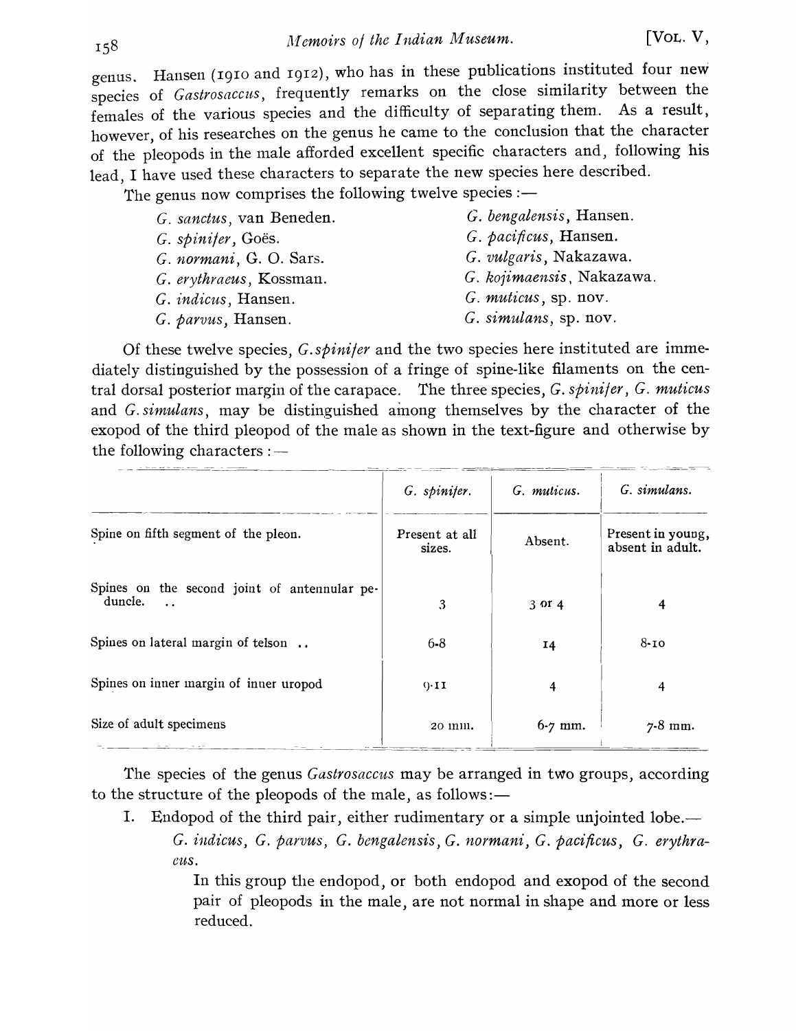genus. Hansen (1910 and 1912), who has in these publications instituted four new species of *Gastrosaccus*, frequently remarks on the close similarity between the females of the various species and the difficulty of separating them. As a result, however, of his researches on the genus he came to the conclusion that the character of the pleopods in the male afforded excellent specific characters and, following his lead, I have used these characters to separate the new species here described.

The genus now comprises the following twelve species :—

*G. sanctus*, van Beneden.
*G. spinifer*, Goës.
*G. normani*, G. O. Sars.
*G. erythraeus*, Kossman.
*G. indicus*, Hansen.
*G. parvus*, Hansen.
*G. bengalensis*, Hansen.
*G. pacificus*, Hansen.
*G. vulgaris*, Nakazawa.
*G. kojimaensis*, Nakazawa.
*G. muticus*, sp. nov.
*G. simulans*, sp. nov.

Of these twelve species, *G. spinifer* and the two species here instituted are immediately distinguished by the possession of a fringe of spine-like filaments on the central dorsal posterior margin of the carapace. The three species, *G. spinifer*, *G. muticus* and *G. simulans*, may be distinguished among themselves by the character of the exopod of the third pleopod of the male as shown in the text-figure and otherwise by the following characters :—

| | *G. spinifer.* | *G. muticus.* | *G. simulans.* |
|---|---|---|---|
| Spine on fifth segment of the pleon. | Present at all sizes. | Absent. | Present in young, absent in adult. |
| Spines on the second joint of antennular peduncle. .. | 3 | 3 or 4 | 4 |
| Spines on lateral margin of telson .. | 6-8 | 14 | 8-10 |
| Spines on inner margin of inner uropod | 9-11 | 4 | 4 |
| Size of adult specimens | 20 mm. | 6-7 mm. | 7-8 mm. |

The species of the genus *Gastrosaccus* may be arranged in two groups, according to the structure of the pleopods of the male, as follows:—

I. Endopod of the third pair, either rudimentary or a simple unjointed lobe.—
*G. indicus*, *G. parvus*, *G. bengalensis*, *G. normani*, *G. pacificus*, *G. erythraeus*.

In this group the endopod, or both endopod and exopod of the second pair of pleopods in the male, are not normal in shape and more or less reduced.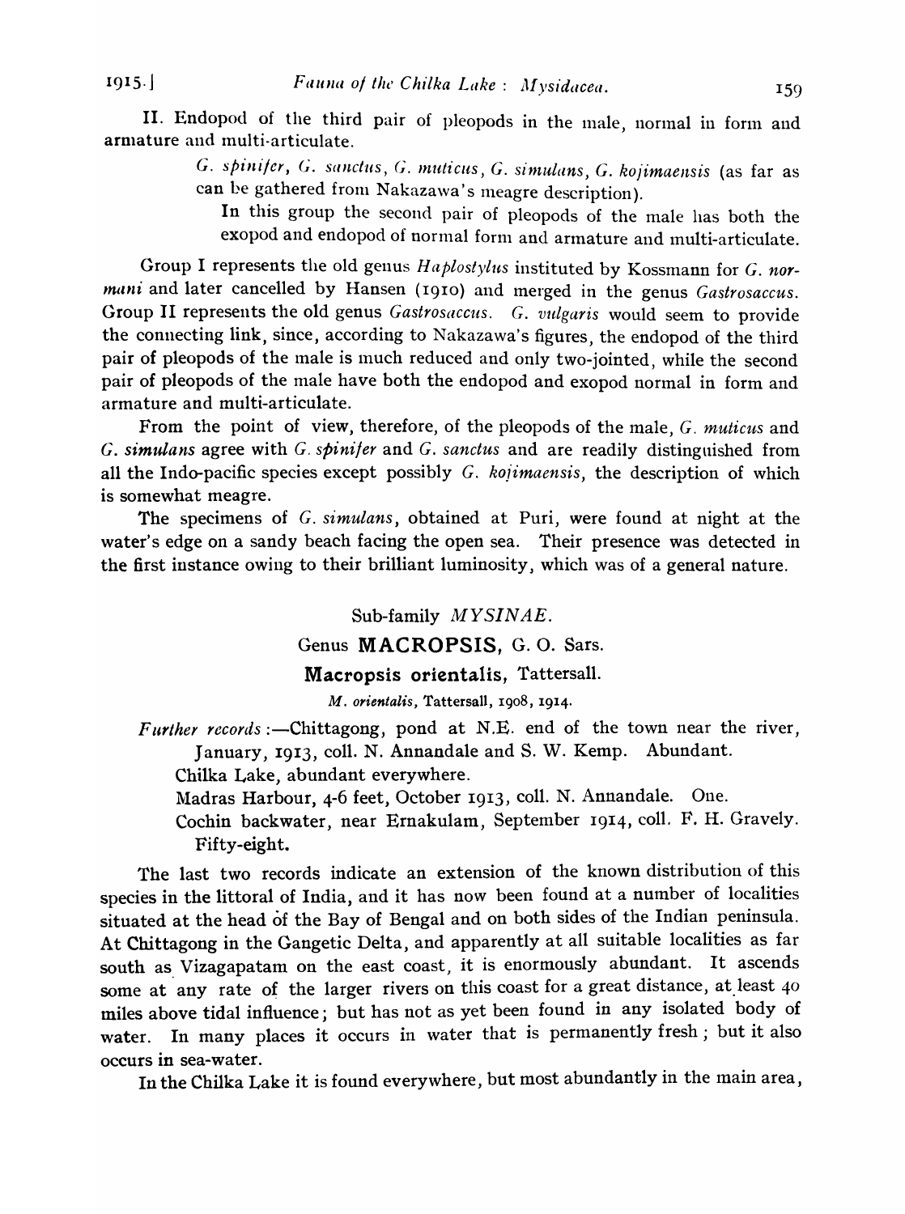II. Endopod of the third pair of pleopods in the male, normal in form and armature and multi-articulate.

> *G. spinifer*, *G. sanctus*, *G. muticus*, *G. simulans*, *G. kojimaensis* (as far as can be gathered from Nakazawa's meagre description).
>
> In this group the second pair of pleopods of the male has both the exopod and endopod of normal form and armature and multi-articulate.

Group I represents the old genus *Haplostylus* instituted by Kossmann for *G. normani* and later cancelled by Hansen (1910) and merged in the genus *Gastrosaccus*. Group II represents the old genus *Gastrosaccus*. *G. vulgaris* would seem to provide the connecting link, since, according to Nakazawa's figures, the endopod of the third pair of pleopods of the male is much reduced and only two-jointed, while the second pair of pleopods of the male have both the endopod and exopod normal in form and armature and multi-articulate.

From the point of view, therefore, of the pleopods of the male, *G. muticus* and *G. simulans* agree with *G. spinifer* and *G. sanctus* and are readily distinguished from all the Indo-pacific species except possibly *G. kojimaensis*, the description of which is somewhat meagre.

The specimens of *G. simulans*, obtained at Puri, were found at night at the water's edge on a sandy beach facing the open sea. Their presence was detected in the first instance owing to their brilliant luminosity, which was of a general nature.

## Sub-family *MYSINAE*.

## Genus **MACROPSIS**, G. O. Sars.

### **Macropsis orientalis**, Tattersall.

*M. orientalis*, Tattersall, 1908, 1914.

*Further records*:—Chittagong, pond at N.E. end of the town near the river, January, 1913, coll. N. Annandale and S. W. Kemp. Abundant.

Chilka Lake, abundant everywhere.

Madras Harbour, 4-6 feet, October 1913, coll. N. Annandale. One.

Cochin backwater, near Ernakulam, September 1914, coll. F. H. Gravely. Fifty-eight.

The last two records indicate an extension of the known distribution of this species in the littoral of India, and it has now been found at a number of localities situated at the head of the Bay of Bengal and on both sides of the Indian peninsula. At Chittagong in the Gangetic Delta, and apparently at all suitable localities as far south as Vizagapatam on the east coast, it is enormously abundant. It ascends some at any rate of the larger rivers on this coast for a great distance, at least 40 miles above tidal influence; but has not as yet been found in any isolated body of water. In many places it occurs in water that is permanently fresh; but it also occurs in sea-water.

In the Chilka Lake it is found everywhere, but most abundantly in the main area,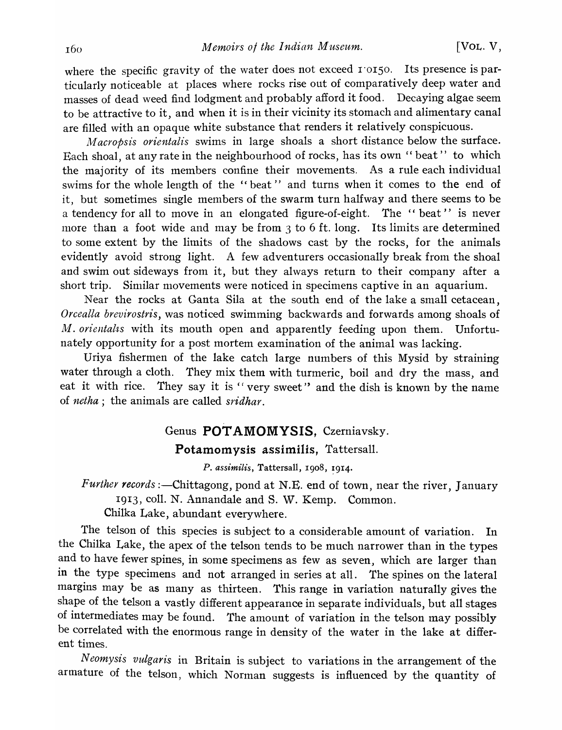where the specific gravity of the water does not exceed 1·0150. Its presence is particularly noticeable at places where rocks rise out of comparatively deep water and masses of dead weed find lodgment and probably afford it food. Decaying algae seem to be attractive to it, and when it is in their vicinity its stomach and alimentary canal are filled with an opaque white substance that renders it relatively conspicuous.

*Macropsis orientalis* swims in large shoals a short distance below the surface. Each shoal, at any rate in the neighbourhood of rocks, has its own "beat" to which the majority of its members confine their movements. As a rule each individual swims for the whole length of the "beat" and turns when it comes to the end of it, but sometimes single members of the swarm turn halfway and there seems to be a tendency for all to move in an elongated figure-of-eight. The "beat" is never more than a foot wide and may be from 3 to 6 ft. long. Its limits are determined to some extent by the limits of the shadows cast by the rocks, for the animals evidently avoid strong light. A few adventurers occasionally break from the shoal and swim out sideways from it, but they always return to their company after a short trip. Similar movements were noticed in specimens captive in an aquarium.

Near the rocks at Ganta Sila at the south end of the lake a small cetacean, *Orcealla brevirostris*, was noticed swimming backwards and forwards among shoals of *M. orientalis* with its mouth open and apparently feeding upon them. Unfortunately opportunity for a post mortem examination of the animal was lacking.

Uriya fishermen of the lake catch large numbers of this Mysid by straining water through a cloth. They mix them with turmeric, boil and dry the mass, and eat it with rice. They say it is "very sweet" and the dish is known by the name of *netha*; the animals are called *sridhar*.

## Genus **POTAMOMYSIS**, Czerniavsky.

### **Potamomysis assimilis**, Tattersall.

*P. assimilis*, Tattersall, 1908, 1914.

*Further records*:—Chittagong, pond at N.E. end of town, near the river, January 1913, coll. N. Annandale and S. W. Kemp. Common.

Chilka Lake, abundant everywhere.

The telson of this species is subject to a considerable amount of variation. In the Chilka Lake, the apex of the telson tends to be much narrower than in the types and to have fewer spines, in some specimens as few as seven, which are larger than in the type specimens and not arranged in series at all. The spines on the lateral margins may be as many as thirteen. This range in variation naturally gives the shape of the telson a vastly different appearance in separate individuals, but all stages of intermediates may be found. The amount of variation in the telson may possibly be correlated with the enormous range in density of the water in the lake at different times.

*Neomysis vulgaris* in Britain is subject to variations in the arrangement of the armature of the telson, which Norman suggests is influenced by the quantity of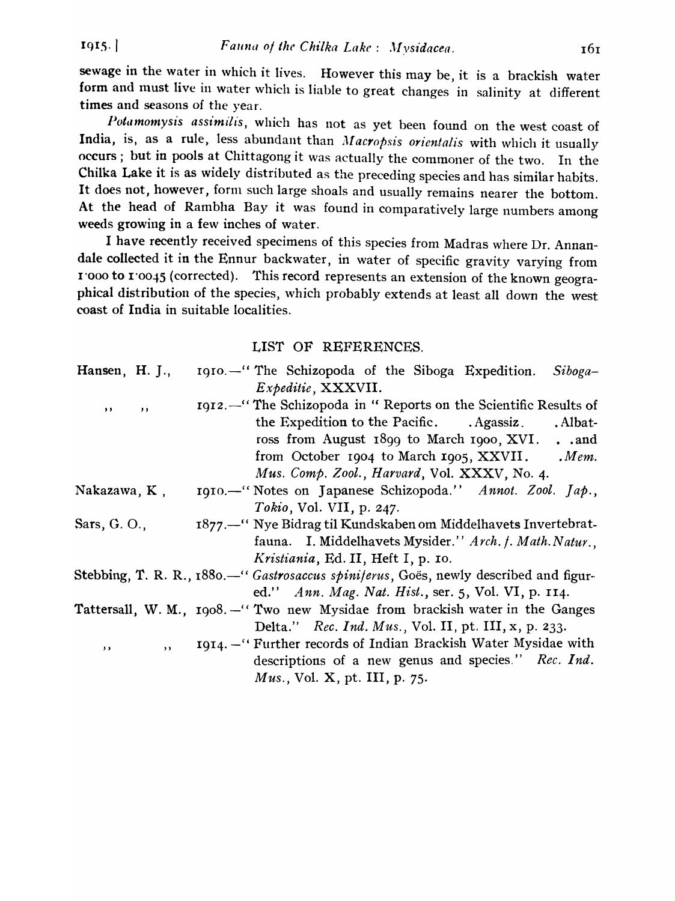sewage in the water in which it lives. However this may be, it is a brackish water form and must live in water which is liable to great changes in salinity at different times and seasons of the year.

*Potamomysis assimilis*, which has not as yet been found on the west coast of India, is, as a rule, less abundant than *Macropsis orientalis* with which it usually occurs; but in pools at Chittagong it was actually the commoner of the two. In the Chilka Lake it is as widely distributed as the preceding species and has similar habits. It does not, however, form such large shoals and usually remains nearer the bottom. At the head of Rambha Bay it was found in comparatively large numbers among weeds growing in a few inches of water.

I have recently received specimens of this species from Madras where Dr. Annandale collected it in the Ennur backwater, in water of specific gravity varying from 1·000 to 1·0045 (corrected). This record represents an extension of the known geographical distribution of the species, which probably extends at least all down the west coast of India in suitable localities.

## LIST OF REFERENCES.

Hansen, H. J., 1910.—" The Schizopoda of the Siboga Expedition. *Siboga-Expeditie*, XXXVII.

,, ,, 1912.—" The Schizopoda in " Reports on the Scientific Results of the Expedition to the Pacific. . Agassiz. . Albatross from August 1899 to March 1900, XVI. . . and from October 1904 to March 1905, XXVII. . *Mem. Mus. Comp. Zool., Harvard*, Vol. XXXV, No. 4.

Nakazawa, K, 1910.—" Notes on Japanese Schizopoda." *Annot. Zool. Jap., Tokio*, Vol. VII, p. 247.

Sars, G. O., 1877.—" Nye Bidrag til Kundskaben om Middelhavets Invertebratfauna. I. Middelhavets Mysider." *Arch. f. Math. Natur., Kristiania*, Ed. II, Heft I, p. 10.

Stebbing, T. R. R., 1880.—" *Gastrosaccus spiniferus*, Goës, newly described and figured." *Ann. Mag. Nat. Hist.*, ser. 5, Vol. VI, p. 114.

Tattersall, W. M., 1908.—" Two new Mysidae from brackish water in the Ganges Delta." *Rec. Ind. Mus.*, Vol. II, pt. III, x, p. 233.

,, ,, 1914.—" Further records of Indian Brackish Water Mysidae with descriptions of a new genus and species." *Rec. Ind. Mus.*, Vol. X, pt. III, p. 75.